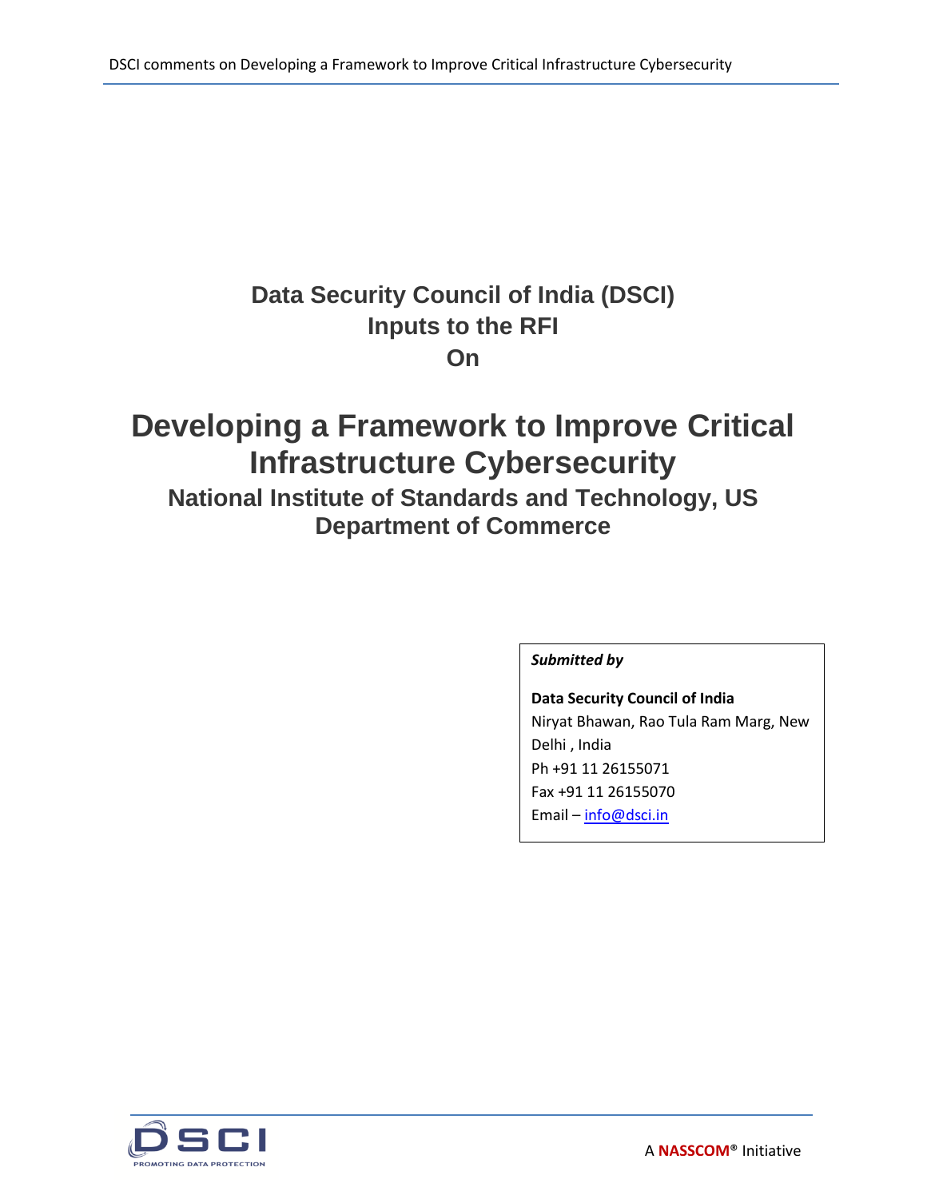# Data Security Council of India (DSCI) Inputs to the RFI On

# Developing a Framework to Improve Critical Infrastructure Cybersecurity

## National Institute of Standards and Technology, US Department of Commerce

***Submitted by***

**Data Security Council of India**
Niryat Bhawan, Rao Tula Ram Marg, New Delhi , India
Ph +91 11 26155071
Fax +91 11 26155070
Email – info@dsci.in

A **NASSCOM**® Initiative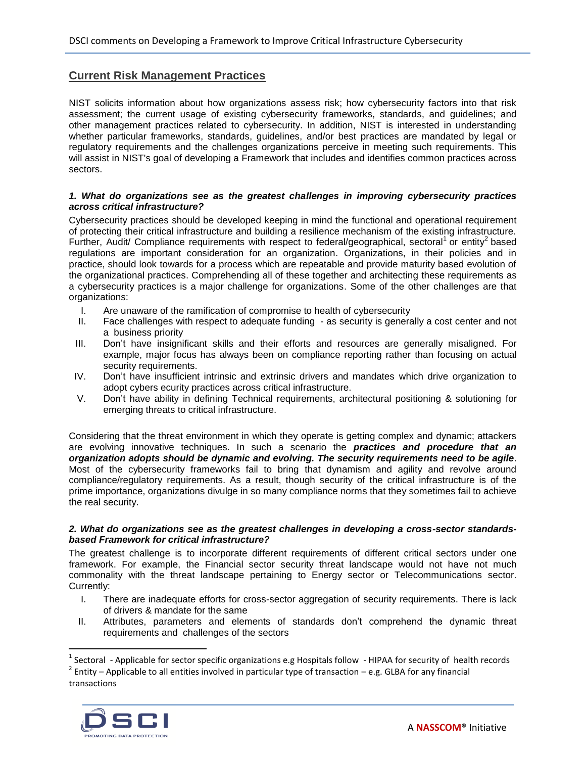## Current Risk Management Practices

NIST solicits information about how organizations assess risk; how cybersecurity factors into that risk assessment; the current usage of existing cybersecurity frameworks, standards, and guidelines; and other management practices related to cybersecurity. In addition, NIST is interested in understanding whether particular frameworks, standards, guidelines, and/or best practices are mandated by legal or regulatory requirements and the challenges organizations perceive in meeting such requirements. This will assist in NIST's goal of developing a Framework that includes and identifies common practices across sectors.

***1. What do organizations see as the greatest challenges in improving cybersecurity practices across critical infrastructure?***

Cybersecurity practices should be developed keeping in mind the functional and operational requirement of protecting their critical infrastructure and building a resilience mechanism of the existing infrastructure. Further, Audit/ Compliance requirements with respect to federal/geographical, sectoral[1] or entity[2] based regulations are important consideration for an organization. Organizations, in their policies and in practice, should look towards for a process which are repeatable and provide maturity based evolution of the organizational practices. Comprehending all of these together and architecting these requirements as a cybersecurity practices is a major challenge for organizations. Some of the other challenges are that organizations:

I. Are unaware of the ramification of compromise to health of cybersecurity
II. Face challenges with respect to adequate funding - as security is generally a cost center and not a business priority
III. Don't have insignificant skills and their efforts and resources are generally misaligned. For example, major focus has always been on compliance reporting rather than focusing on actual security requirements.
IV. Don't have insufficient intrinsic and extrinsic drivers and mandates which drive organization to adopt cybers ecurity practices across critical infrastructure.
V. Don't have ability in defining Technical requirements, architectural positioning & solutioning for emerging threats to critical infrastructure.

Considering that the threat environment in which they operate is getting complex and dynamic; attackers are evolving innovative techniques. In such a scenario the ***practices and procedure that an organization adopts should be dynamic and evolving. The security requirements need to be agile***. Most of the cybersecurity frameworks fail to bring that dynamism and agility and revolve around compliance/regulatory requirements. As a result, though security of the critical infrastructure is of the prime importance, organizations divulge in so many compliance norms that they sometimes fail to achieve the real security.

***2. What do organizations see as the greatest challenges in developing a cross-sector standards-based Framework for critical infrastructure?***

The greatest challenge is to incorporate different requirements of different critical sectors under one framework. For example, the Financial sector security threat landscape would not have not much commonality with the threat landscape pertaining to Energy sector or Telecommunications sector. Currently:

I. There are inadequate efforts for cross-sector aggregation of security requirements. There is lack of drivers & mandate for the same
II. Attributes, parameters and elements of standards don't comprehend the dynamic threat requirements and challenges of the sectors

---

[1] Sectoral - Applicable for sector specific organizations e.g Hospitals follow - HIPAA for security of health records

[2] Entity – Applicable to all entities involved in particular type of transaction – e.g. GLBA for any financial transactions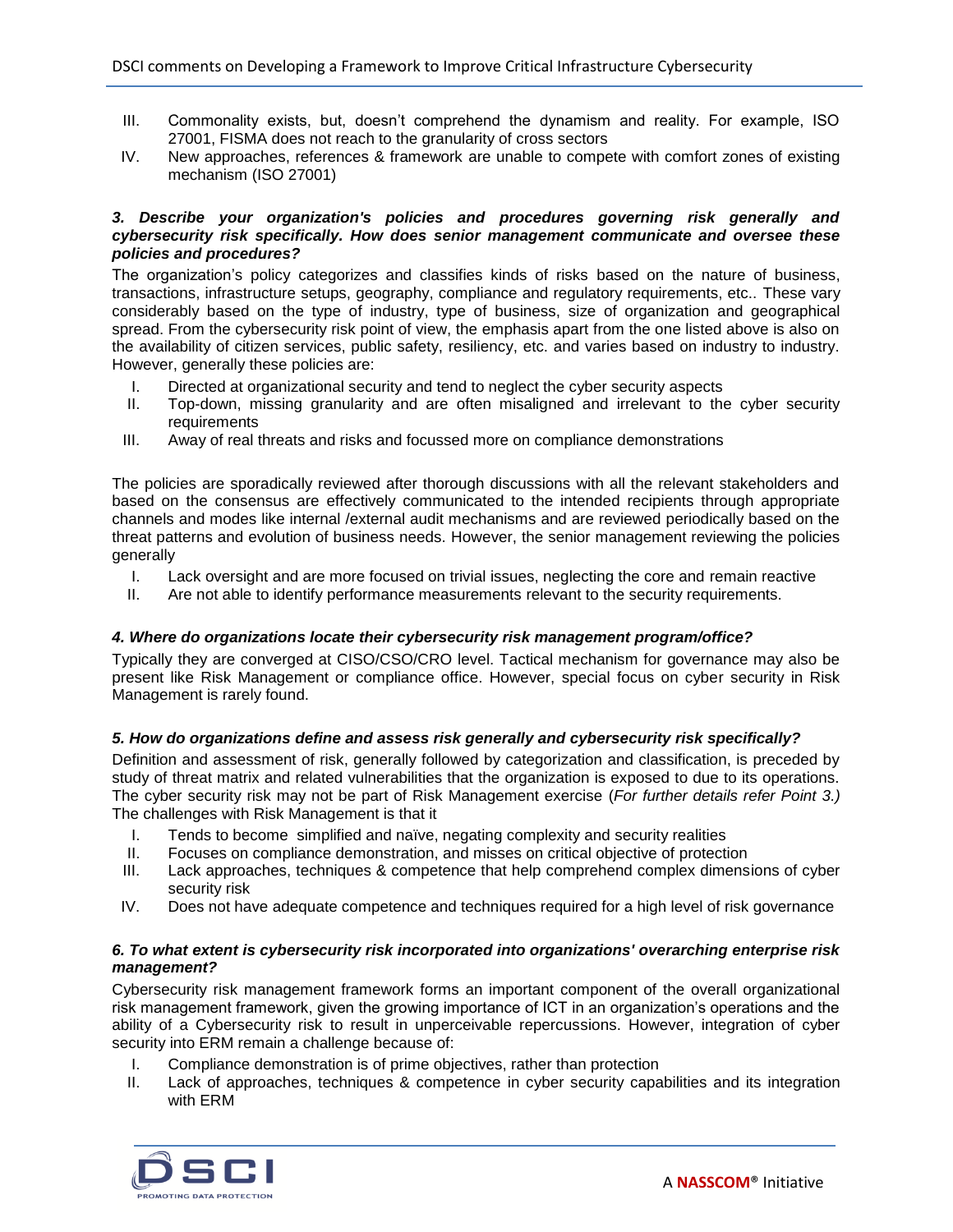III. Commonality exists, but, doesn't comprehend the dynamism and reality. For example, ISO 27001, FISMA does not reach to the granularity of cross sectors

IV. New approaches, references & framework are unable to compete with comfort zones of existing mechanism (ISO 27001)

***3. Describe your organization's policies and procedures governing risk generally and cybersecurity risk specifically. How does senior management communicate and oversee these policies and procedures?***

The organization's policy categorizes and classifies kinds of risks based on the nature of business, transactions, infrastructure setups, geography, compliance and regulatory requirements, etc.. These vary considerably based on the type of industry, type of business, size of organization and geographical spread. From the cybersecurity risk point of view, the emphasis apart from the one listed above is also on the availability of citizen services, public safety, resiliency, etc. and varies based on industry to industry. However, generally these policies are:

I. Directed at organizational security and tend to neglect the cyber security aspects

II. Top-down, missing granularity and are often misaligned and irrelevant to the cyber security requirements

III. Away of real threats and risks and focussed more on compliance demonstrations

The policies are sporadically reviewed after thorough discussions with all the relevant stakeholders and based on the consensus are effectively communicated to the intended recipients through appropriate channels and modes like internal /external audit mechanisms and are reviewed periodically based on the threat patterns and evolution of business needs. However, the senior management reviewing the policies generally

I. Lack oversight and are more focused on trivial issues, neglecting the core and remain reactive

II. Are not able to identify performance measurements relevant to the security requirements.

***4. Where do organizations locate their cybersecurity risk management program/office?***

Typically they are converged at CISO/CSO/CRO level. Tactical mechanism for governance may also be present like Risk Management or compliance office. However, special focus on cyber security in Risk Management is rarely found.

***5. How do organizations define and assess risk generally and cybersecurity risk specifically?***

Definition and assessment of risk, generally followed by categorization and classification, is preceded by study of threat matrix and related vulnerabilities that the organization is exposed to due to its operations. The cyber security risk may not be part of Risk Management exercise (*For further details refer Point 3.)* The challenges with Risk Management is that it

I. Tends to become simplified and naïve, negating complexity and security realities

II. Focuses on compliance demonstration, and misses on critical objective of protection

III. Lack approaches, techniques & competence that help comprehend complex dimensions of cyber security risk

IV. Does not have adequate competence and techniques required for a high level of risk governance

***6. To what extent is cybersecurity risk incorporated into organizations' overarching enterprise risk management?***

Cybersecurity risk management framework forms an important component of the overall organizational risk management framework, given the growing importance of ICT in an organization's operations and the ability of a Cybersecurity risk to result in unperceivable repercussions. However, integration of cyber security into ERM remain a challenge because of:

I. Compliance demonstration is of prime objectives, rather than protection

II. Lack of approaches, techniques & competence in cyber security capabilities and its integration with ERM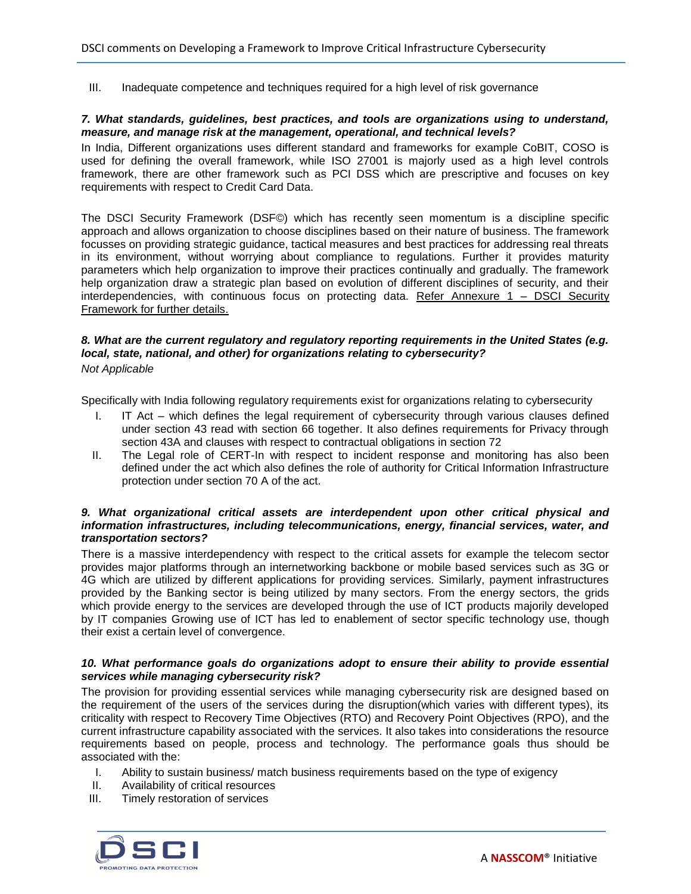III. Inadequate competence and techniques required for a high level of risk governance

***7. What standards, guidelines, best practices, and tools are organizations using to understand, measure, and manage risk at the management, operational, and technical levels?***

In India, Different organizations uses different standard and frameworks for example CoBIT, COSO is used for defining the overall framework, while ISO 27001 is majorly used as a high level controls framework, there are other framework such as PCI DSS which are prescriptive and focuses on key requirements with respect to Credit Card Data.

The DSCI Security Framework (DSF©) which has recently seen momentum is a discipline specific approach and allows organization to choose disciplines based on their nature of business. The framework focusses on providing strategic guidance, tactical measures and best practices for addressing real threats in its environment, without worrying about compliance to regulations. Further it provides maturity parameters which help organization to improve their practices continually and gradually. The framework help organization draw a strategic plan based on evolution of different disciplines of security, and their interdependencies, with continuous focus on protecting data. Refer Annexure 1 – DSCI Security Framework for further details.

***8. What are the current regulatory and regulatory reporting requirements in the United States (e.g. local, state, national, and other) for organizations relating to cybersecurity?***

*Not Applicable*

Specifically with India following regulatory requirements exist for organizations relating to cybersecurity

I. IT Act – which defines the legal requirement of cybersecurity through various clauses defined under section 43 read with section 66 together. It also defines requirements for Privacy through section 43A and clauses with respect to contractual obligations in section 72
II. The Legal role of CERT-In with respect to incident response and monitoring has also been defined under the act which also defines the role of authority for Critical Information Infrastructure protection under section 70 A of the act.

***9. What organizational critical assets are interdependent upon other critical physical and information infrastructures, including telecommunications, energy, financial services, water, and transportation sectors?***

There is a massive interdependency with respect to the critical assets for example the telecom sector provides major platforms through an internetworking backbone or mobile based services such as 3G or 4G which are utilized by different applications for providing services. Similarly, payment infrastructures provided by the Banking sector is being utilized by many sectors. From the energy sectors, the grids which provide energy to the services are developed through the use of ICT products majorily developed by IT companies Growing use of ICT has led to enablement of sector specific technology use, though their exist a certain level of convergence.

***10. What performance goals do organizations adopt to ensure their ability to provide essential services while managing cybersecurity risk?***

The provision for providing essential services while managing cybersecurity risk are designed based on the requirement of the users of the services during the disruption(which varies with different types), its criticality with respect to Recovery Time Objectives (RTO) and Recovery Point Objectives (RPO), and the current infrastructure capability associated with the services. It also takes into considerations the resource requirements based on people, process and technology. The performance goals thus should be associated with the:

I. Ability to sustain business/ match business requirements based on the type of exigency
II. Availability of critical resources
III. Timely restoration of services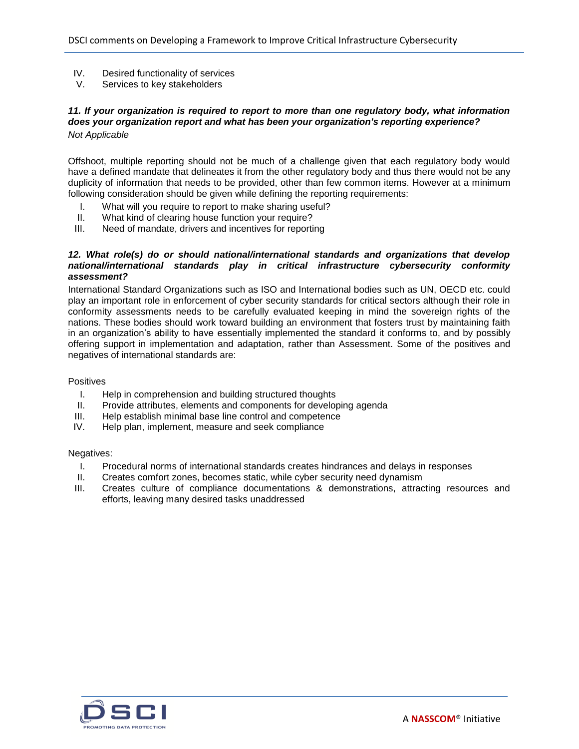IV. Desired functionality of services
V. Services to key stakeholders

***11. If your organization is required to report to more than one regulatory body, what information does your organization report and what has been your organization's reporting experience?***

*Not Applicable*

Offshoot, multiple reporting should not be much of a challenge given that each regulatory body would have a defined mandate that delineates it from the other regulatory body and thus there would not be any duplicity of information that needs to be provided, other than few common items. However at a minimum following consideration should be given while defining the reporting requirements:

I. What will you require to report to make sharing useful?
II. What kind of clearing house function your require?
III. Need of mandate, drivers and incentives for reporting

***12. What role(s) do or should national/international standards and organizations that develop national/international standards play in critical infrastructure cybersecurity conformity assessment?***

International Standard Organizations such as ISO and International bodies such as UN, OECD etc. could play an important role in enforcement of cyber security standards for critical sectors although their role in conformity assessments needs to be carefully evaluated keeping in mind the sovereign rights of the nations. These bodies should work toward building an environment that fosters trust by maintaining faith in an organization's ability to have essentially implemented the standard it conforms to, and by possibly offering support in implementation and adaptation, rather than Assessment. Some of the positives and negatives of international standards are:

Positives

I. Help in comprehension and building structured thoughts
II. Provide attributes, elements and components for developing agenda
III. Help establish minimal base line control and competence
IV. Help plan, implement, measure and seek compliance

Negatives:

I. Procedural norms of international standards creates hindrances and delays in responses
II. Creates comfort zones, becomes static, while cyber security need dynamism
III. Creates culture of compliance documentations & demonstrations, attracting resources and efforts, leaving many desired tasks unaddressed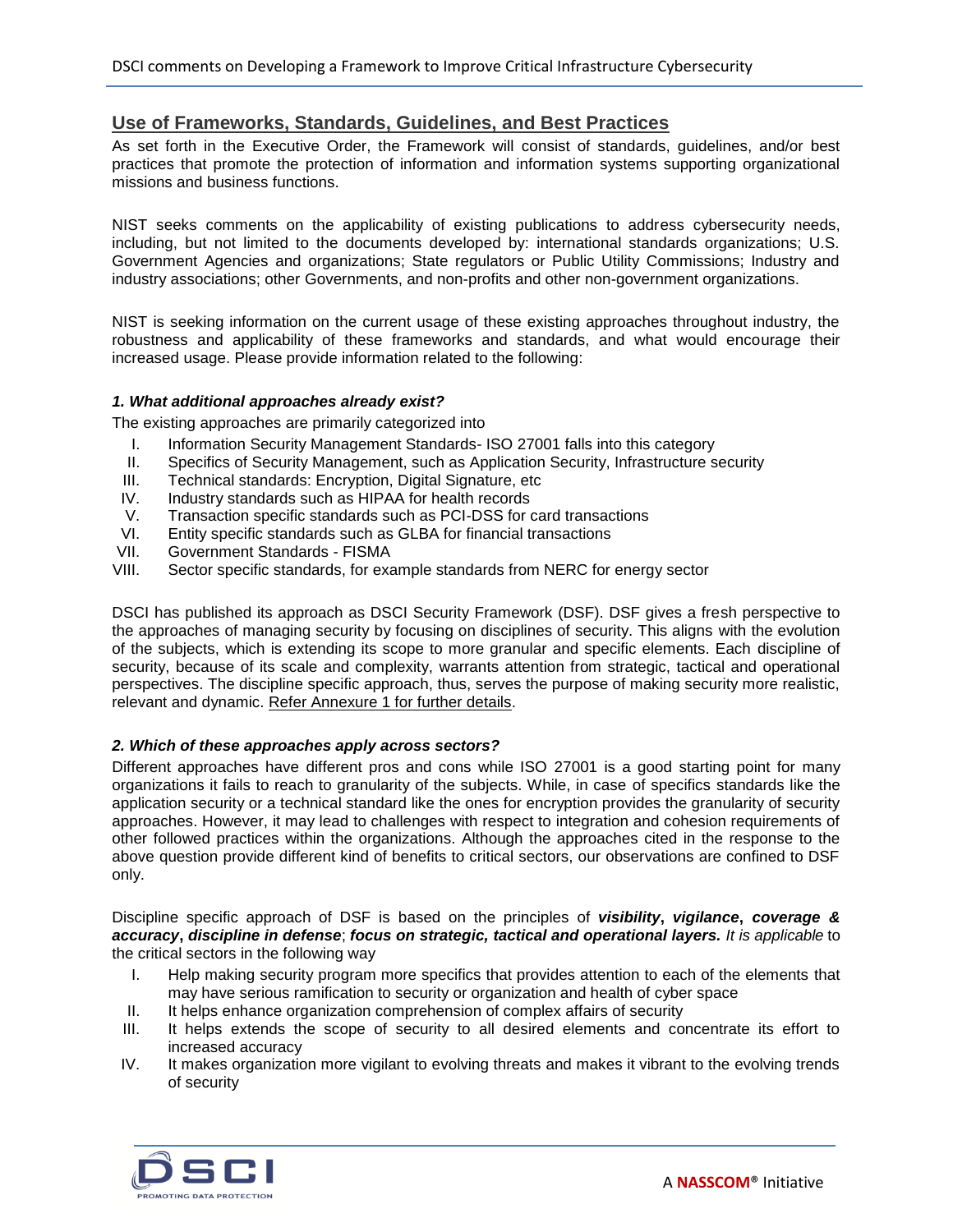## Use of Frameworks, Standards, Guidelines, and Best Practices

As set forth in the Executive Order, the Framework will consist of standards, guidelines, and/or best practices that promote the protection of information and information systems supporting organizational missions and business functions.

NIST seeks comments on the applicability of existing publications to address cybersecurity needs, including, but not limited to the documents developed by: international standards organizations; U.S. Government Agencies and organizations; State regulators or Public Utility Commissions; Industry and industry associations; other Governments, and non-profits and other non-government organizations.

NIST is seeking information on the current usage of these existing approaches throughout industry, the robustness and applicability of these frameworks and standards, and what would encourage their increased usage. Please provide information related to the following:

### *1. What additional approaches already exist?*

The existing approaches are primarily categorized into

I. Information Security Management Standards- ISO 27001 falls into this category
II. Specifics of Security Management, such as Application Security, Infrastructure security
III. Technical standards: Encryption, Digital Signature, etc
IV. Industry standards such as HIPAA for health records
V. Transaction specific standards such as PCI-DSS for card transactions
VI. Entity specific standards such as GLBA for financial transactions
VII. Government Standards - FISMA
VIII. Sector specific standards, for example standards from NERC for energy sector

DSCI has published its approach as DSCI Security Framework (DSF). DSF gives a fresh perspective to the approaches of managing security by focusing on disciplines of security. This aligns with the evolution of the subjects, which is extending its scope to more granular and specific elements. Each discipline of security, because of its scale and complexity, warrants attention from strategic, tactical and operational perspectives. The discipline specific approach, thus, serves the purpose of making security more realistic, relevant and dynamic. Refer Annexure 1 for further details.

### *2. Which of these approaches apply across sectors?*

Different approaches have different pros and cons while ISO 27001 is a good starting point for many organizations it fails to reach to granularity of the subjects. While, in case of specifics standards like the application security or a technical standard like the ones for encryption provides the granularity of security approaches. However, it may lead to challenges with respect to integration and cohesion requirements of other followed practices within the organizations. Although the approaches cited in the response to the above question provide different kind of benefits to critical sectors, our observations are confined to DSF only.

Discipline specific approach of DSF is based on the principles of ***visibility***, ***vigilance***, ***coverage & accuracy***, ***discipline in defense***; ***focus on strategic, tactical and operational layers.*** *It is applicable* to the critical sectors in the following way

I. Help making security program more specifics that provides attention to each of the elements that may have serious ramification to security or organization and health of cyber space
II. It helps enhance organization comprehension of complex affairs of security
III. It helps extends the scope of security to all desired elements and concentrate its effort to increased accuracy
IV. It makes organization more vigilant to evolving threats and makes it vibrant to the evolving trends of security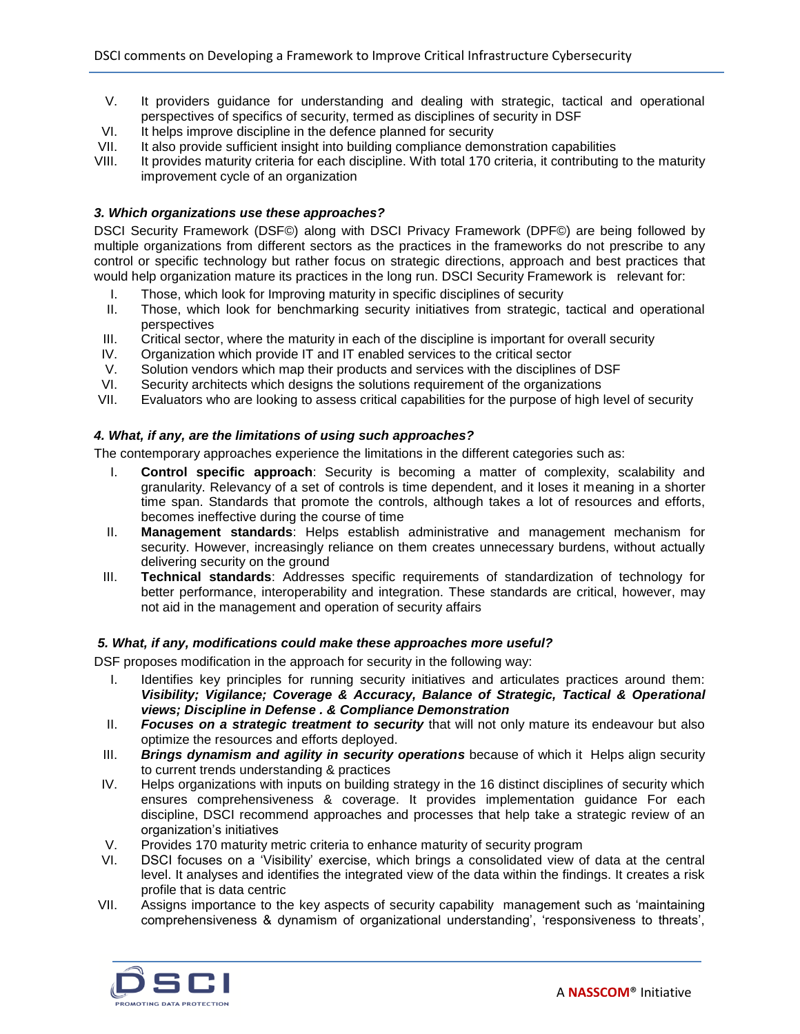V. It providers guidance for understanding and dealing with strategic, tactical and operational perspectives of specifics of security, termed as disciplines of security in DSF
VI. It helps improve discipline in the defence planned for security
VII. It also provide sufficient insight into building compliance demonstration capabilities
VIII. It provides maturity criteria for each discipline. With total 170 criteria, it contributing to the maturity improvement cycle of an organization

### *3. Which organizations use these approaches?*

DSCI Security Framework (DSF©) along with DSCI Privacy Framework (DPF©) are being followed by multiple organizations from different sectors as the practices in the frameworks do not prescribe to any control or specific technology but rather focus on strategic directions, approach and best practices that would help organization mature its practices in the long run. DSCI Security Framework is relevant for:

I. Those, which look for Improving maturity in specific disciplines of security
II. Those, which look for benchmarking security initiatives from strategic, tactical and operational perspectives
III. Critical sector, where the maturity in each of the discipline is important for overall security
IV. Organization which provide IT and IT enabled services to the critical sector
V. Solution vendors which map their products and services with the disciplines of DSF
VI. Security architects which designs the solutions requirement of the organizations
VII. Evaluators who are looking to assess critical capabilities for the purpose of high level of security

### *4. What, if any, are the limitations of using such approaches?*

The contemporary approaches experience the limitations in the different categories such as:

I. **Control specific approach**: Security is becoming a matter of complexity, scalability and granularity. Relevancy of a set of controls is time dependent, and it loses it meaning in a shorter time span. Standards that promote the controls, although takes a lot of resources and efforts, becomes ineffective during the course of time
II. **Management standards**: Helps establish administrative and management mechanism for security. However, increasingly reliance on them creates unnecessary burdens, without actually delivering security on the ground
III. **Technical standards**: Addresses specific requirements of standardization of technology for better performance, interoperability and integration. These standards are critical, however, may not aid in the management and operation of security affairs

### *5. What, if any, modifications could make these approaches more useful?*

DSF proposes modification in the approach for security in the following way:

I. Identifies key principles for running security initiatives and articulates practices around them: ***Visibility; Vigilance; Coverage & Accuracy, Balance of Strategic, Tactical & Operational views; Discipline in Defense . & Compliance Demonstration***
II. ***Focuses on a strategic treatment to security*** that will not only mature its endeavour but also optimize the resources and efforts deployed.
III. ***Brings dynamism and agility in security operations*** because of which it Helps align security to current trends understanding & practices
IV. Helps organizations with inputs on building strategy in the 16 distinct disciplines of security which ensures comprehensiveness & coverage. It provides implementation guidance For each discipline, DSCI recommend approaches and processes that help take a strategic review of an organization's initiatives
V. Provides 170 maturity metric criteria to enhance maturity of security program
VI. DSCI focuses on a 'Visibility' exercise, which brings a consolidated view of data at the central level. It analyses and identifies the integrated view of the data within the findings. It creates a risk profile that is data centric
VII. Assigns importance to the key aspects of security capability management such as 'maintaining comprehensiveness & dynamism of organizational understanding', 'responsiveness to threats',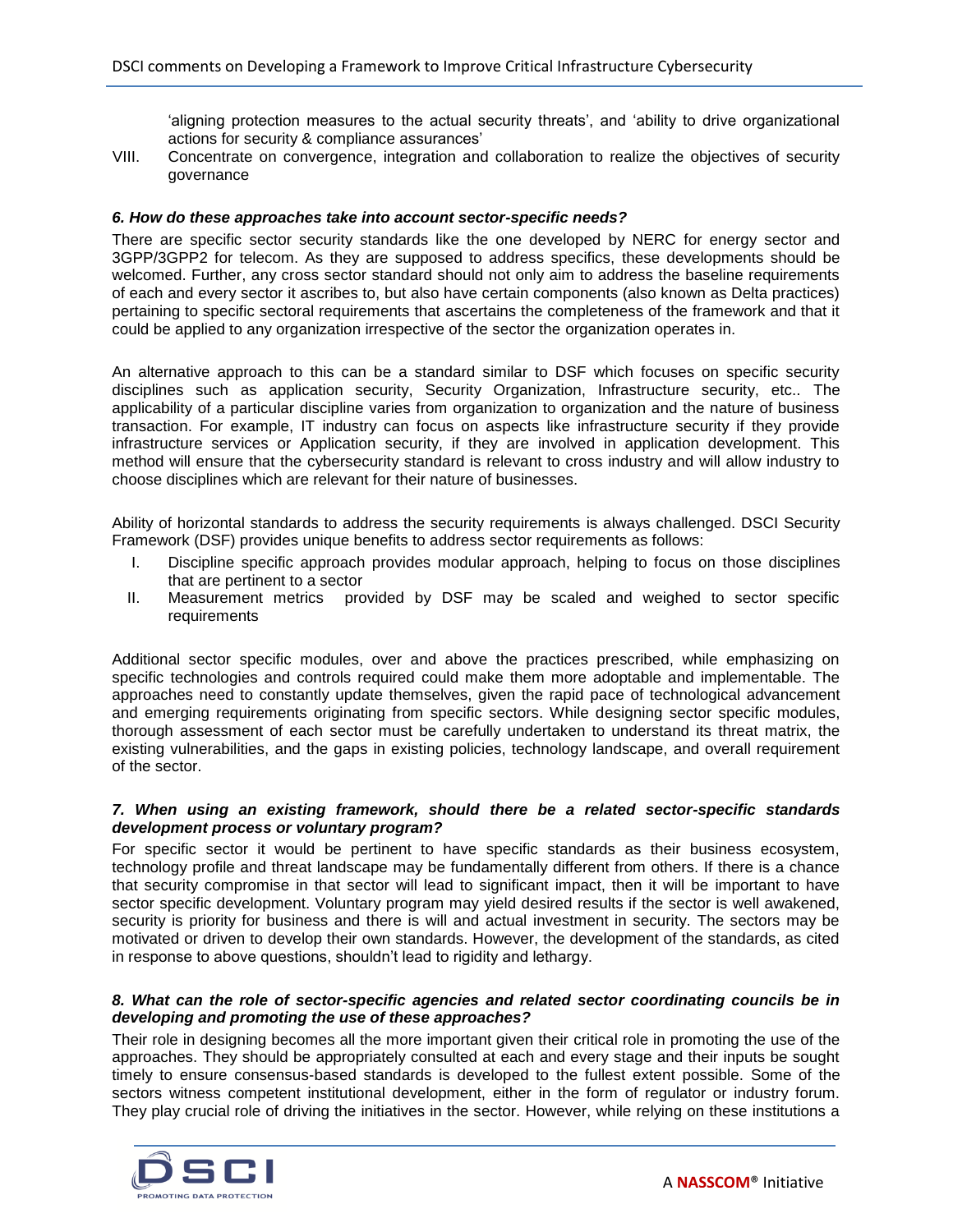'aligning protection measures to the actual security threats', and 'ability to drive organizational actions for security & compliance assurances'

VIII. Concentrate on convergence, integration and collaboration to realize the objectives of security governance

***6. How do these approaches take into account sector-specific needs?***

There are specific sector security standards like the one developed by NERC for energy sector and 3GPP/3GPP2 for telecom. As they are supposed to address specifics, these developments should be welcomed. Further, any cross sector standard should not only aim to address the baseline requirements of each and every sector it ascribes to, but also have certain components (also known as Delta practices) pertaining to specific sectoral requirements that ascertains the completeness of the framework and that it could be applied to any organization irrespective of the sector the organization operates in.

An alternative approach to this can be a standard similar to DSF which focuses on specific security disciplines such as application security, Security Organization, Infrastructure security, etc.. The applicability of a particular discipline varies from organization to organization and the nature of business transaction. For example, IT industry can focus on aspects like infrastructure security if they provide infrastructure services or Application security, if they are involved in application development. This method will ensure that the cybersecurity standard is relevant to cross industry and will allow industry to choose disciplines which are relevant for their nature of businesses.

Ability of horizontal standards to address the security requirements is always challenged. DSCI Security Framework (DSF) provides unique benefits to address sector requirements as follows:

I. Discipline specific approach provides modular approach, helping to focus on those disciplines that are pertinent to a sector

II. Measurement metrics provided by DSF may be scaled and weighed to sector specific requirements

Additional sector specific modules, over and above the practices prescribed, while emphasizing on specific technologies and controls required could make them more adoptable and implementable. The approaches need to constantly update themselves, given the rapid pace of technological advancement and emerging requirements originating from specific sectors. While designing sector specific modules, thorough assessment of each sector must be carefully undertaken to understand its threat matrix, the existing vulnerabilities, and the gaps in existing policies, technology landscape, and overall requirement of the sector.

***7. When using an existing framework, should there be a related sector-specific standards development process or voluntary program?***

For specific sector it would be pertinent to have specific standards as their business ecosystem, technology profile and threat landscape may be fundamentally different from others. If there is a chance that security compromise in that sector will lead to significant impact, then it will be important to have sector specific development. Voluntary program may yield desired results if the sector is well awakened, security is priority for business and there is will and actual investment in security. The sectors may be motivated or driven to develop their own standards. However, the development of the standards, as cited in response to above questions, shouldn't lead to rigidity and lethargy.

***8. What can the role of sector-specific agencies and related sector coordinating councils be in developing and promoting the use of these approaches?***

Their role in designing becomes all the more important given their critical role in promoting the use of the approaches. They should be appropriately consulted at each and every stage and their inputs be sought timely to ensure consensus-based standards is developed to the fullest extent possible. Some of the sectors witness competent institutional development, either in the form of regulator or industry forum. They play crucial role of driving the initiatives in the sector. However, while relying on these institutions a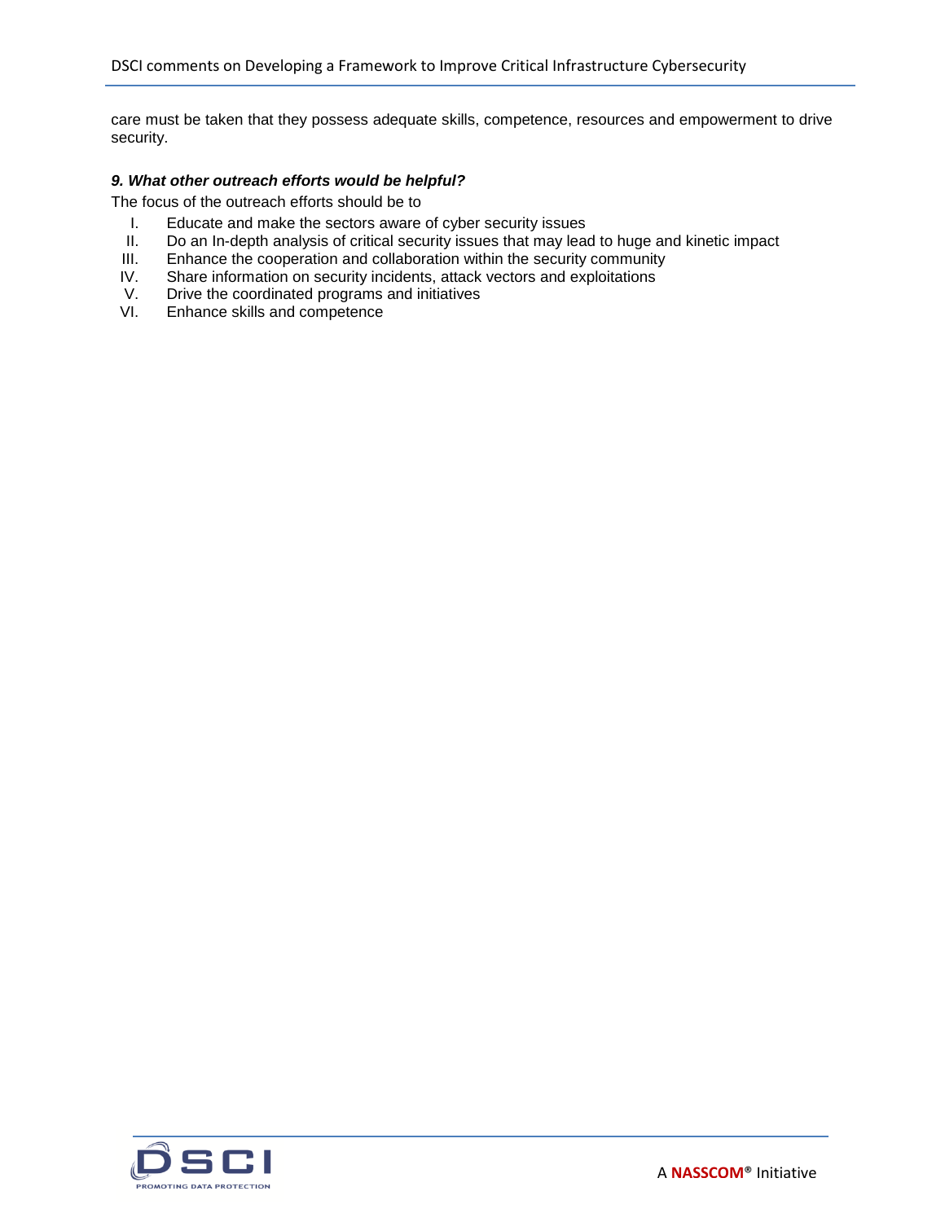care must be taken that they possess adequate skills, competence, resources and empowerment to drive security.

***9. What other outreach efforts would be helpful?***

The focus of the outreach efforts should be to

I. Educate and make the sectors aware of cyber security issues
II. Do an In-depth analysis of critical security issues that may lead to huge and kinetic impact
III. Enhance the cooperation and collaboration within the security community
IV. Share information on security incidents, attack vectors and exploitations
V. Drive the coordinated programs and initiatives
VI. Enhance skills and competence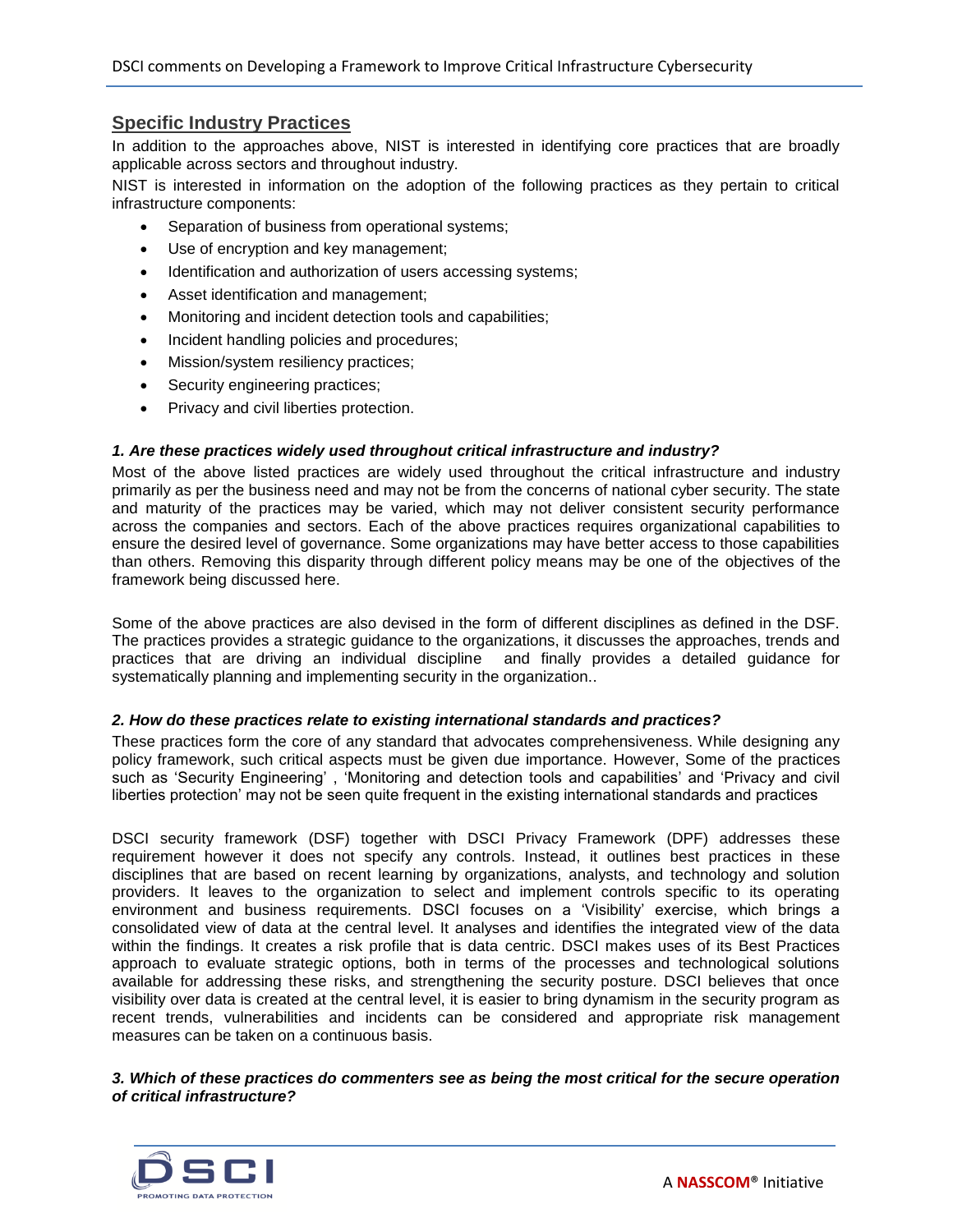## Specific Industry Practices

In addition to the approaches above, NIST is interested in identifying core practices that are broadly applicable across sectors and throughout industry.

NIST is interested in information on the adoption of the following practices as they pertain to critical infrastructure components:

- Separation of business from operational systems;
- Use of encryption and key management;
- Identification and authorization of users accessing systems;
- Asset identification and management;
- Monitoring and incident detection tools and capabilities;
- Incident handling policies and procedures;
- Mission/system resiliency practices;
- Security engineering practices;
- Privacy and civil liberties protection.

***1. Are these practices widely used throughout critical infrastructure and industry?***

Most of the above listed practices are widely used throughout the critical infrastructure and industry primarily as per the business need and may not be from the concerns of national cyber security. The state and maturity of the practices may be varied, which may not deliver consistent security performance across the companies and sectors. Each of the above practices requires organizational capabilities to ensure the desired level of governance. Some organizations may have better access to those capabilities than others. Removing this disparity through different policy means may be one of the objectives of the framework being discussed here.

Some of the above practices are also devised in the form of different disciplines as defined in the DSF. The practices provides a strategic guidance to the organizations, it discusses the approaches, trends and practices that are driving an individual discipline and finally provides a detailed guidance for systematically planning and implementing security in the organization..

***2. How do these practices relate to existing international standards and practices?***

These practices form the core of any standard that advocates comprehensiveness. While designing any policy framework, such critical aspects must be given due importance. However, Some of the practices such as 'Security Engineering' , 'Monitoring and detection tools and capabilities' and 'Privacy and civil liberties protection' may not be seen quite frequent in the existing international standards and practices

DSCI security framework (DSF) together with DSCI Privacy Framework (DPF) addresses these requirement however it does not specify any controls. Instead, it outlines best practices in these disciplines that are based on recent learning by organizations, analysts, and technology and solution providers. It leaves to the organization to select and implement controls specific to its operating environment and business requirements. DSCI focuses on a 'Visibility' exercise, which brings a consolidated view of data at the central level. It analyses and identifies the integrated view of the data within the findings. It creates a risk profile that is data centric. DSCI makes uses of its Best Practices approach to evaluate strategic options, both in terms of the processes and technological solutions available for addressing these risks, and strengthening the security posture. DSCI believes that once visibility over data is created at the central level, it is easier to bring dynamism in the security program as recent trends, vulnerabilities and incidents can be considered and appropriate risk management measures can be taken on a continuous basis.

***3. Which of these practices do commenters see as being the most critical for the secure operation of critical infrastructure?***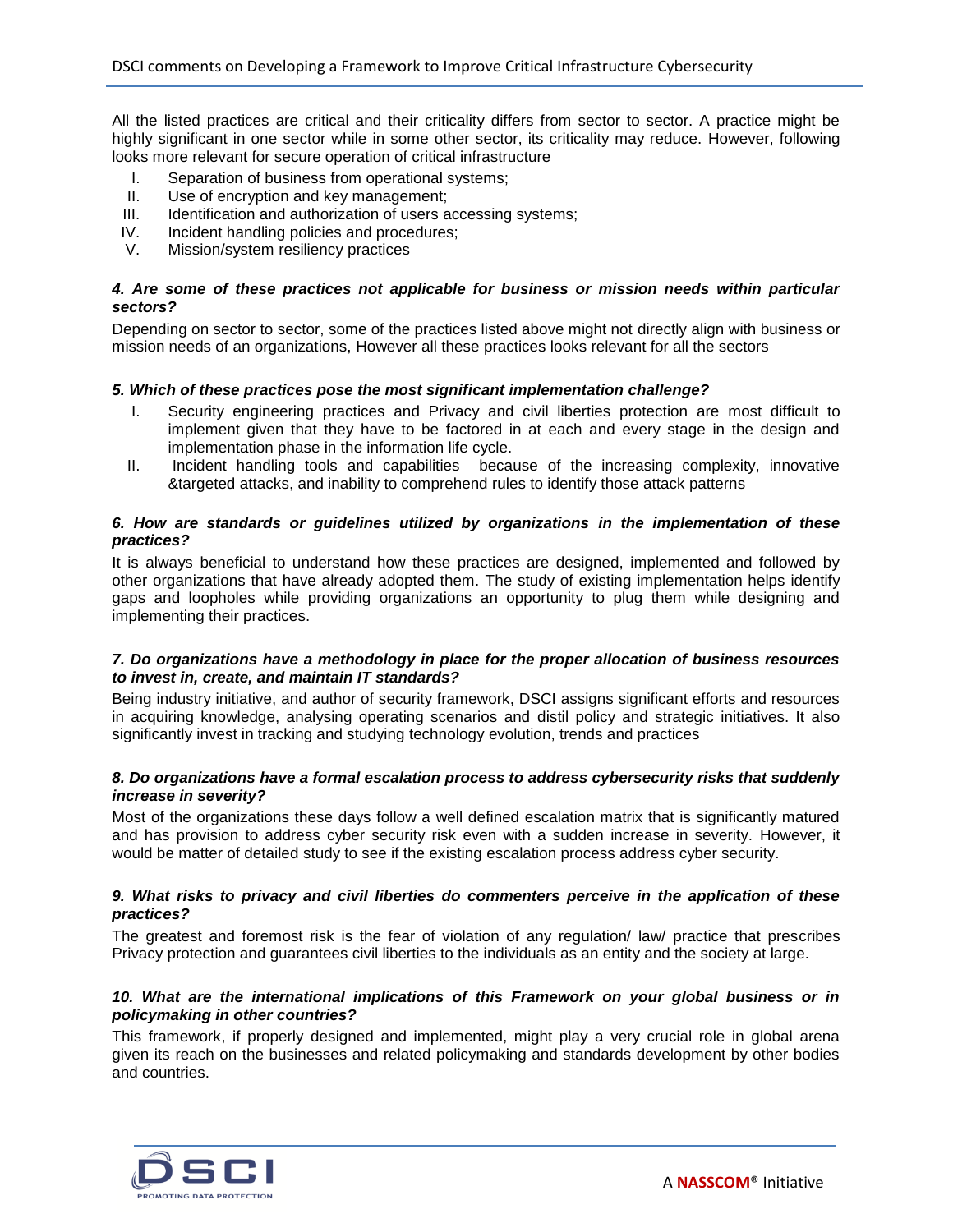All the listed practices are critical and their criticality differs from sector to sector. A practice might be highly significant in one sector while in some other sector, its criticality may reduce. However, following looks more relevant for secure operation of critical infrastructure

I. Separation of business from operational systems;
II. Use of encryption and key management;
III. Identification and authorization of users accessing systems;
IV. Incident handling policies and procedures;
V. Mission/system resiliency practices

***4. Are some of these practices not applicable for business or mission needs within particular sectors?***

Depending on sector to sector, some of the practices listed above might not directly align with business or mission needs of an organizations, However all these practices looks relevant for all the sectors

***5. Which of these practices pose the most significant implementation challenge?***

I. Security engineering practices and Privacy and civil liberties protection are most difficult to implement given that they have to be factored in at each and every stage in the design and implementation phase in the information life cycle.
II. Incident handling tools and capabilities because of the increasing complexity, innovative &targeted attacks, and inability to comprehend rules to identify those attack patterns

***6. How are standards or guidelines utilized by organizations in the implementation of these practices?***

It is always beneficial to understand how these practices are designed, implemented and followed by other organizations that have already adopted them. The study of existing implementation helps identify gaps and loopholes while providing organizations an opportunity to plug them while designing and implementing their practices.

***7. Do organizations have a methodology in place for the proper allocation of business resources to invest in, create, and maintain IT standards?***

Being industry initiative, and author of security framework, DSCI assigns significant efforts and resources in acquiring knowledge, analysing operating scenarios and distil policy and strategic initiatives. It also significantly invest in tracking and studying technology evolution, trends and practices

***8. Do organizations have a formal escalation process to address cybersecurity risks that suddenly increase in severity?***

Most of the organizations these days follow a well defined escalation matrix that is significantly matured and has provision to address cyber security risk even with a sudden increase in severity. However, it would be matter of detailed study to see if the existing escalation process address cyber security.

***9. What risks to privacy and civil liberties do commenters perceive in the application of these practices?***

The greatest and foremost risk is the fear of violation of any regulation/ law/ practice that prescribes Privacy protection and guarantees civil liberties to the individuals as an entity and the society at large.

***10. What are the international implications of this Framework on your global business or in policymaking in other countries?***

This framework, if properly designed and implemented, might play a very crucial role in global arena given its reach on the businesses and related policymaking and standards development by other bodies and countries.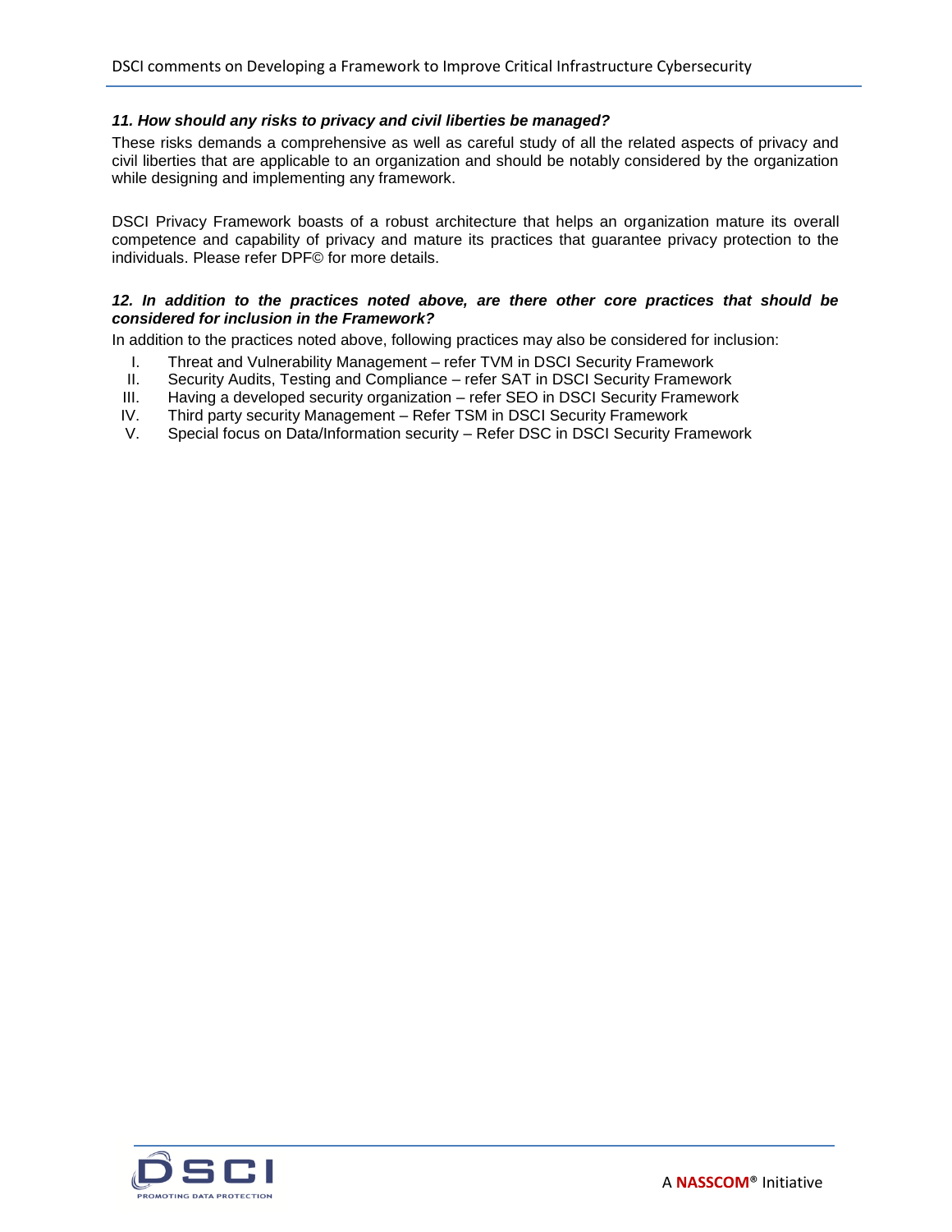***11. How should any risks to privacy and civil liberties be managed?***

These risks demands a comprehensive as well as careful study of all the related aspects of privacy and civil liberties that are applicable to an organization and should be notably considered by the organization while designing and implementing any framework.

DSCI Privacy Framework boasts of a robust architecture that helps an organization mature its overall competence and capability of privacy and mature its practices that guarantee privacy protection to the individuals. Please refer DPF© for more details.

***12. In addition to the practices noted above, are there other core practices that should be considered for inclusion in the Framework?***

In addition to the practices noted above, following practices may also be considered for inclusion:

I. Threat and Vulnerability Management – refer TVM in DSCI Security Framework
II. Security Audits, Testing and Compliance – refer SAT in DSCI Security Framework
III. Having a developed security organization – refer SEO in DSCI Security Framework
IV. Third party security Management – Refer TSM in DSCI Security Framework
V. Special focus on Data/Information security – Refer DSC in DSCI Security Framework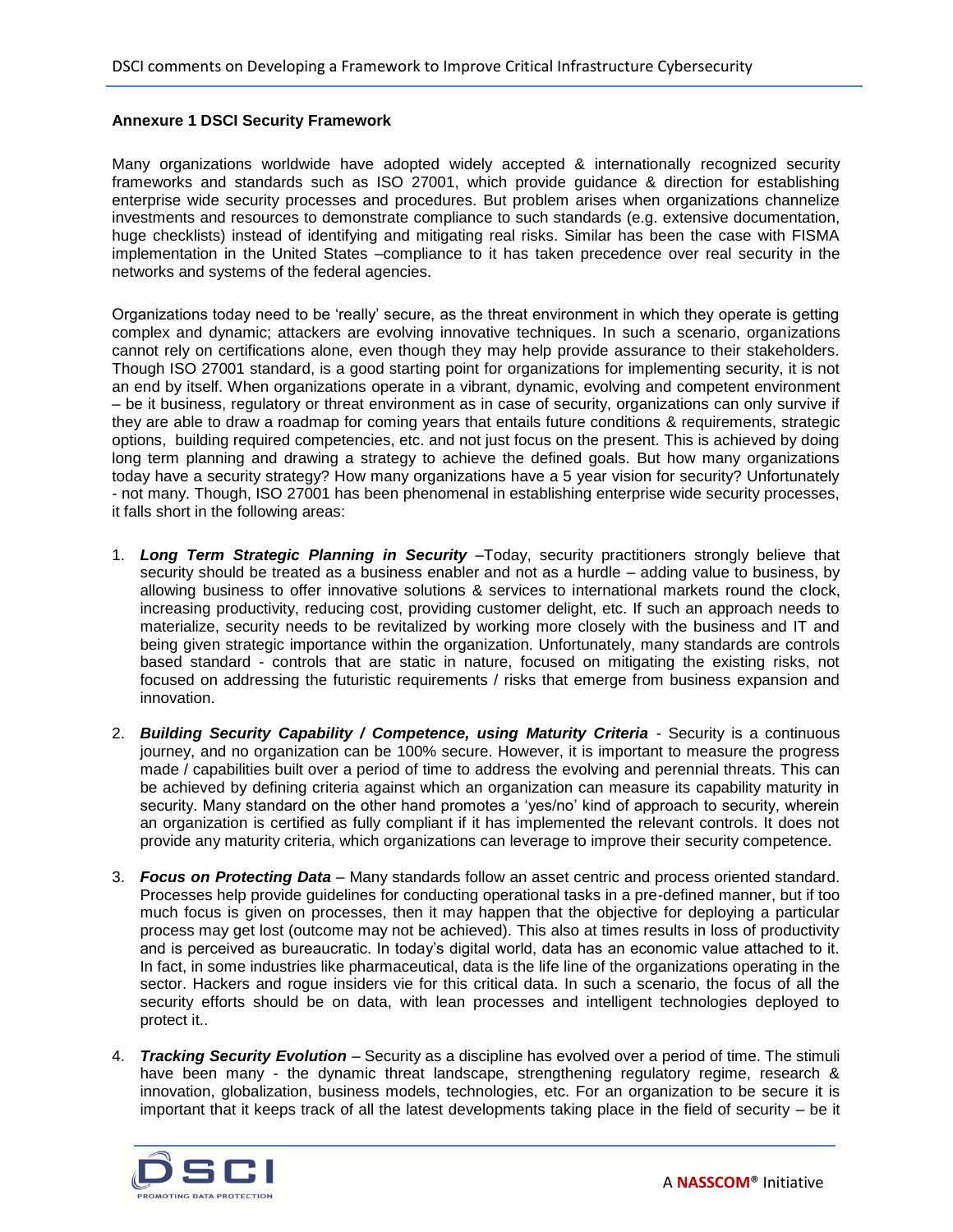**Annexure 1 DSCI Security Framework**

Many organizations worldwide have adopted widely accepted & internationally recognized security frameworks and standards such as ISO 27001, which provide guidance & direction for establishing enterprise wide security processes and procedures. But problem arises when organizations channelize investments and resources to demonstrate compliance to such standards (e.g. extensive documentation, huge checklists) instead of identifying and mitigating real risks. Similar has been the case with FISMA implementation in the United States –compliance to it has taken precedence over real security in the networks and systems of the federal agencies.

Organizations today need to be 'really' secure, as the threat environment in which they operate is getting complex and dynamic; attackers are evolving innovative techniques. In such a scenario, organizations cannot rely on certifications alone, even though they may help provide assurance to their stakeholders. Though ISO 27001 standard, is a good starting point for organizations for implementing security, it is not an end by itself. When organizations operate in a vibrant, dynamic, evolving and competent environment – be it business, regulatory or threat environment as in case of security, organizations can only survive if they are able to draw a roadmap for coming years that entails future conditions & requirements, strategic options, building required competencies, etc. and not just focus on the present. This is achieved by doing long term planning and drawing a strategy to achieve the defined goals. But how many organizations today have a security strategy? How many organizations have a 5 year vision for security? Unfortunately - not many. Though, ISO 27001 has been phenomenal in establishing enterprise wide security processes, it falls short in the following areas:

1. ***Long Term Strategic Planning in Security*** –Today, security practitioners strongly believe that security should be treated as a business enabler and not as a hurdle – adding value to business, by allowing business to offer innovative solutions & services to international markets round the clock, increasing productivity, reducing cost, providing customer delight, etc. If such an approach needs to materialize, security needs to be revitalized by working more closely with the business and IT and being given strategic importance within the organization. Unfortunately, many standards are controls based standard - controls that are static in nature, focused on mitigating the existing risks, not focused on addressing the futuristic requirements / risks that emerge from business expansion and innovation.

2. ***Building Security Capability / Competence, using Maturity Criteria*** - Security is a continuous journey, and no organization can be 100% secure. However, it is important to measure the progress made / capabilities built over a period of time to address the evolving and perennial threats. This can be achieved by defining criteria against which an organization can measure its capability maturity in security. Many standard on the other hand promotes a 'yes/no' kind of approach to security, wherein an organization is certified as fully compliant if it has implemented the relevant controls. It does not provide any maturity criteria, which organizations can leverage to improve their security competence.

3. ***Focus on Protecting Data*** – Many standards follow an asset centric and process oriented standard. Processes help provide guidelines for conducting operational tasks in a pre-defined manner, but if too much focus is given on processes, then it may happen that the objective for deploying a particular process may get lost (outcome may not be achieved). This also at times results in loss of productivity and is perceived as bureaucratic. In today's digital world, data has an economic value attached to it. In fact, in some industries like pharmaceutical, data is the life line of the organizations operating in the sector. Hackers and rogue insiders vie for this critical data. In such a scenario, the focus of all the security efforts should be on data, with lean processes and intelligent technologies deployed to protect it..

4. ***Tracking Security Evolution*** – Security as a discipline has evolved over a period of time. The stimuli have been many - the dynamic threat landscape, strengthening regulatory regime, research & innovation, globalization, business models, technologies, etc. For an organization to be secure it is important that it keeps track of all the latest developments taking place in the field of security – be it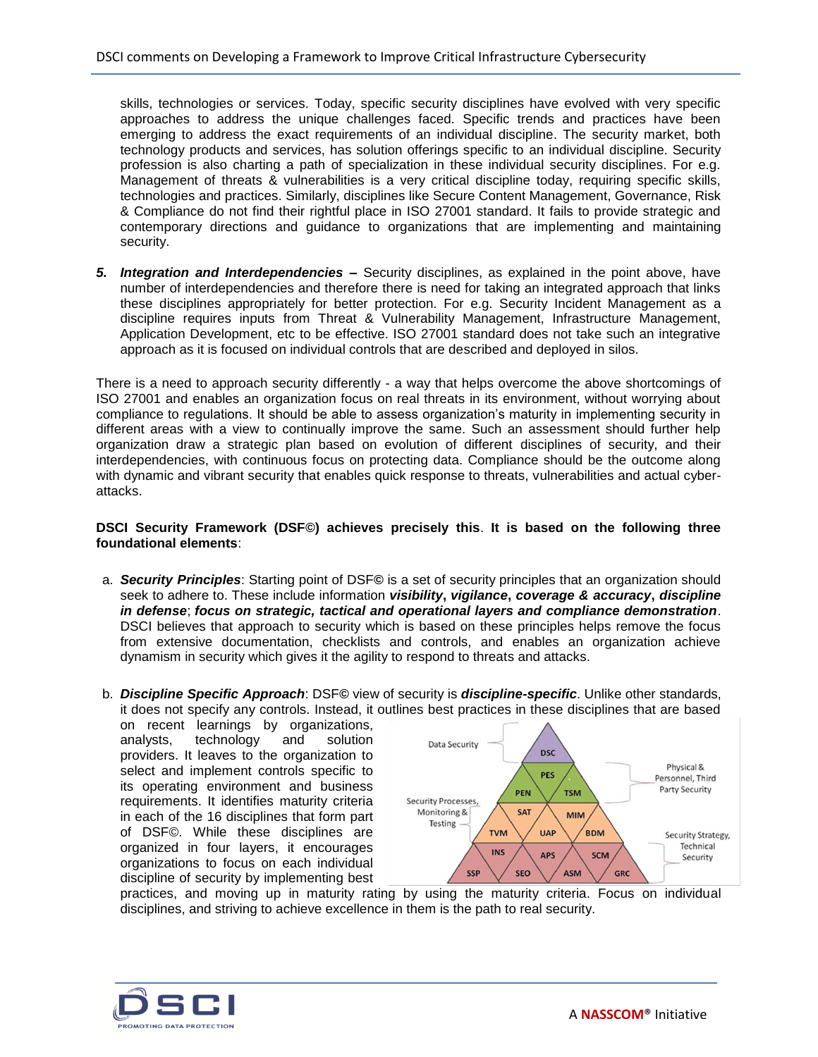skills, technologies or services. Today, specific security disciplines have evolved with very specific approaches to address the unique challenges faced. Specific trends and practices have been emerging to address the exact requirements of an individual discipline. The security market, both technology products and services, has solution offerings specific to an individual discipline. Security profession is also charting a path of specialization in these individual security disciplines. For e.g. Management of threats & vulnerabilities is a very critical discipline today, requiring specific skills, technologies and practices. Similarly, disciplines like Secure Content Management, Governance, Risk & Compliance do not find their rightful place in ISO 27001 standard. It fails to provide strategic and contemporary directions and guidance to organizations that are implementing and maintaining security.

5. ***Integration and Interdependencies*** **–** Security disciplines, as explained in the point above, have number of interdependencies and therefore there is need for taking an integrated approach that links these disciplines appropriately for better protection. For e.g. Security Incident Management as a discipline requires inputs from Threat & Vulnerability Management, Infrastructure Management, Application Development, etc to be effective. ISO 27001 standard does not take such an integrative approach as it is focused on individual controls that are described and deployed in silos.

There is a need to approach security differently - a way that helps overcome the above shortcomings of ISO 27001 and enables an organization focus on real threats in its environment, without worrying about compliance to regulations. It should be able to assess organization's maturity in implementing security in different areas with a view to continually improve the same. Such an assessment should further help organization draw a strategic plan based on evolution of different disciplines of security, and their interdependencies, with continuous focus on protecting data. Compliance should be the outcome along with dynamic and vibrant security that enables quick response to threats, vulnerabilities and actual cyber-attacks.

**DSCI Security Framework (DSF©) achieves precisely this**. **It is based on the following three foundational elements**:

a. ***Security Principles***: Starting point of DSF**©** is a set of security principles that an organization should seek to adhere to. These include information ***visibility***, ***vigilance***, ***coverage & accuracy***, ***discipline in defense***; ***focus on strategic, tactical and operational layers and compliance demonstration***. DSCI believes that approach to security which is based on these principles helps remove the focus from extensive documentation, checklists and controls, and enables an organization achieve dynamism in security which gives it the agility to respond to threats and attacks.

b. ***Discipline Specific Approach***: DSF**©** view of security is ***discipline-specific***. Unlike other standards, it does not specify any controls. Instead, it outlines best practices in these disciplines that are based on recent learnings by organizations, analysts, technology and solution providers. It leaves to the organization to select and implement controls specific to its operating environment and business requirements. It identifies maturity criteria in each of the 16 disciplines that form part of DSF©. While these disciplines are organized in four layers, it encourages organizations to focus on each individual discipline of security by implementing best practices, and moving up in maturity rating by using the maturity criteria. Focus on individual disciplines, and striving to achieve excellence in them is the path to real security.

Data Security: DSC
Physical & Personnel, Third Party Security: PES, PEN, TSM
Security Processes, Monitoring & Testing: SAT, MIM, TVM, UAP, BDM
Security Strategy, Technical Security: INS, APS, SCM, SSP, SEO, ASM, GRC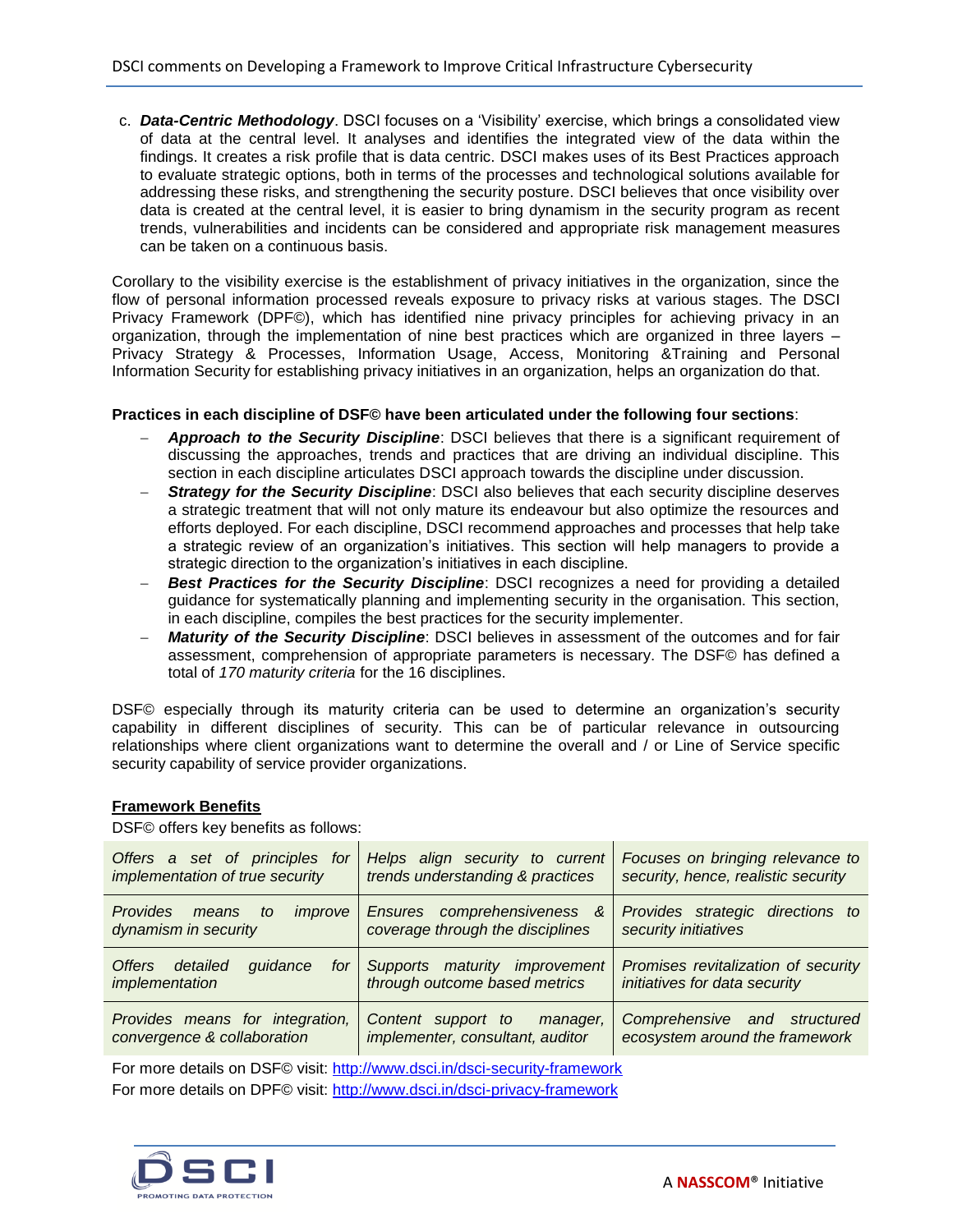c. ***Data-Centric Methodology***. DSCI focuses on a 'Visibility' exercise, which brings a consolidated view of data at the central level. It analyses and identifies the integrated view of the data within the findings. It creates a risk profile that is data centric. DSCI makes uses of its Best Practices approach to evaluate strategic options, both in terms of the processes and technological solutions available for addressing these risks, and strengthening the security posture. DSCI believes that once visibility over data is created at the central level, it is easier to bring dynamism in the security program as recent trends, vulnerabilities and incidents can be considered and appropriate risk management measures can be taken on a continuous basis.

Corollary to the visibility exercise is the establishment of privacy initiatives in the organization, since the flow of personal information processed reveals exposure to privacy risks at various stages. The DSCI Privacy Framework (DPF©), which has identified nine privacy principles for achieving privacy in an organization, through the implementation of nine best practices which are organized in three layers – Privacy Strategy & Processes, Information Usage, Access, Monitoring &Training and Personal Information Security for establishing privacy initiatives in an organization, helps an organization do that.

**Practices in each discipline of DSF© have been articulated under the following four sections**:

- ***Approach to the Security Discipline***: DSCI believes that there is a significant requirement of discussing the approaches, trends and practices that are driving an individual discipline. This section in each discipline articulates DSCI approach towards the discipline under discussion.
- ***Strategy for the Security Discipline***: DSCI also believes that each security discipline deserves a strategic treatment that will not only mature its endeavour but also optimize the resources and efforts deployed. For each discipline, DSCI recommend approaches and processes that help take a strategic review of an organization's initiatives. This section will help managers to provide a strategic direction to the organization's initiatives in each discipline.
- ***Best Practices for the Security Discipline***: DSCI recognizes a need for providing a detailed guidance for systematically planning and implementing security in the organisation. This section, in each discipline, compiles the best practices for the security implementer.
- ***Maturity of the Security Discipline***: DSCI believes in assessment of the outcomes and for fair assessment, comprehension of appropriate parameters is necessary. The DSF© has defined a total of *170 maturity criteria* for the 16 disciplines.

DSF© especially through its maturity criteria can be used to determine an organization's security capability in different disciplines of security. This can be of particular relevance in outsourcing relationships where client organizations want to determine the overall and / or Line of Service specific security capability of service provider organizations.

**Framework Benefits**

DSF© offers key benefits as follows:

| | | |
|---|---|---|
| *Offers a set of principles for implementation of true security* | *Helps align security to current trends understanding & practices* | *Focuses on bringing relevance to security, hence, realistic security* |
| *Provides means to improve dynamism in security* | *Ensures comprehensiveness & coverage through the disciplines* | *Provides strategic directions to security initiatives* |
| *Offers detailed guidance for implementation* | *Supports maturity improvement through outcome based metrics* | *Promises revitalization of security initiatives for data security* |
| *Provides means for integration, convergence & collaboration* | *Content support to manager, implementer, consultant, auditor* | *Comprehensive and structured ecosystem around the framework* |

For more details on DSF© visit: http://www.dsci.in/dsci-security-framework

For more details on DPF© visit: http://www.dsci.in/dsci-privacy-framework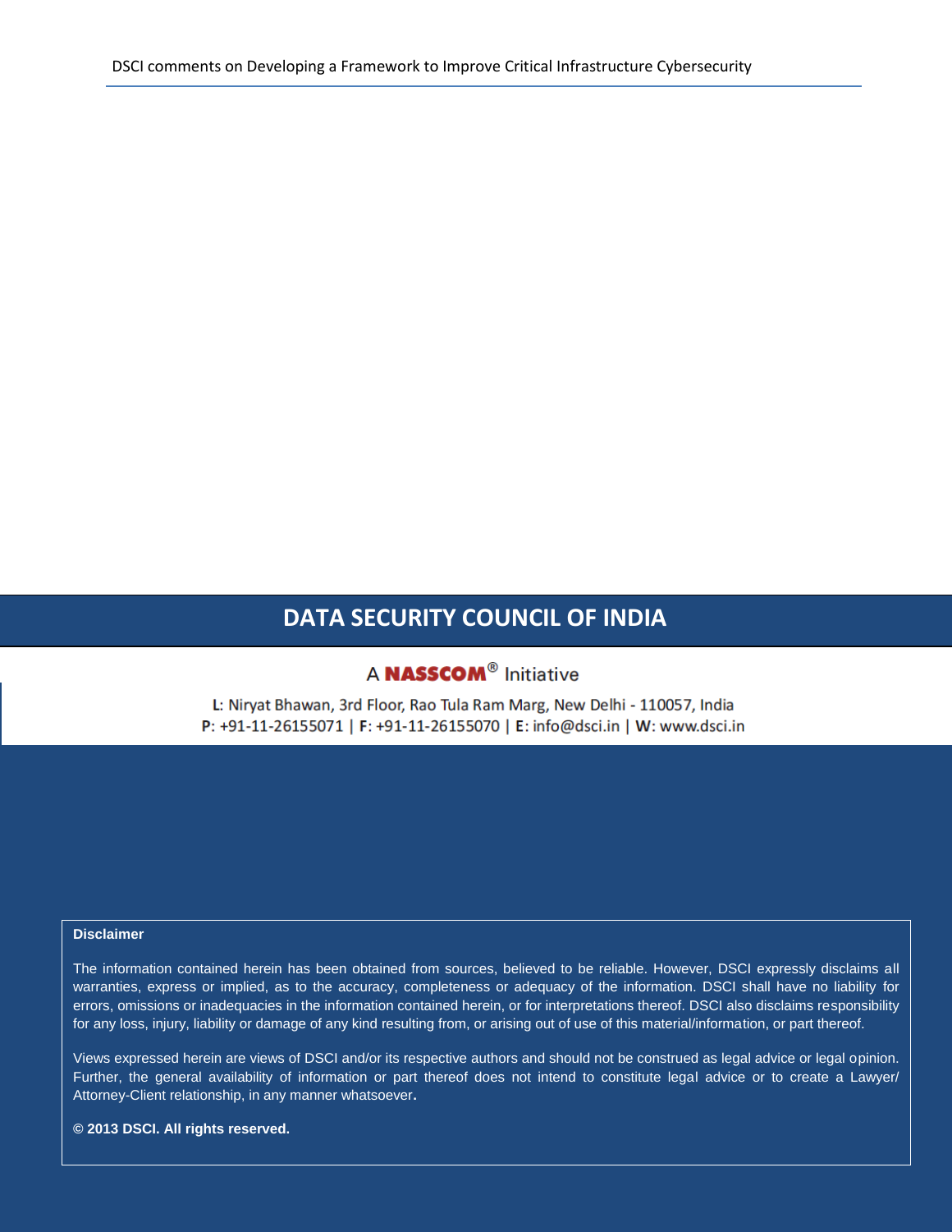# DATA SECURITY COUNCIL OF INDIA

A **NASSCOM**® Initiative

**L**: Niryat Bhawan, 3rd Floor, Rao Tula Ram Marg, New Delhi - 110057, India
**P**: +91-11-26155071 | **F**: +91-11-26155070 | **E**: info@dsci.in | **W**: www.dsci.in

**Disclaimer**

The information contained herein has been obtained from sources, believed to be reliable. However, DSCI expressly disclaims all warranties, express or implied, as to the accuracy, completeness or adequacy of the information. DSCI shall have no liability for errors, omissions or inadequacies in the information contained herein, or for interpretations thereof. DSCI also disclaims responsibility for any loss, injury, liability or damage of any kind resulting from, or arising out of use of this material/information, or part thereof.

Views expressed herein are views of DSCI and/or its respective authors and should not be construed as legal advice or legal opinion. Further, the general availability of information or part thereof does not intend to constitute legal advice or to create a Lawyer/ Attorney-Client relationship, in any manner whatsoever.

**© 2013 DSCI. All rights reserved.**